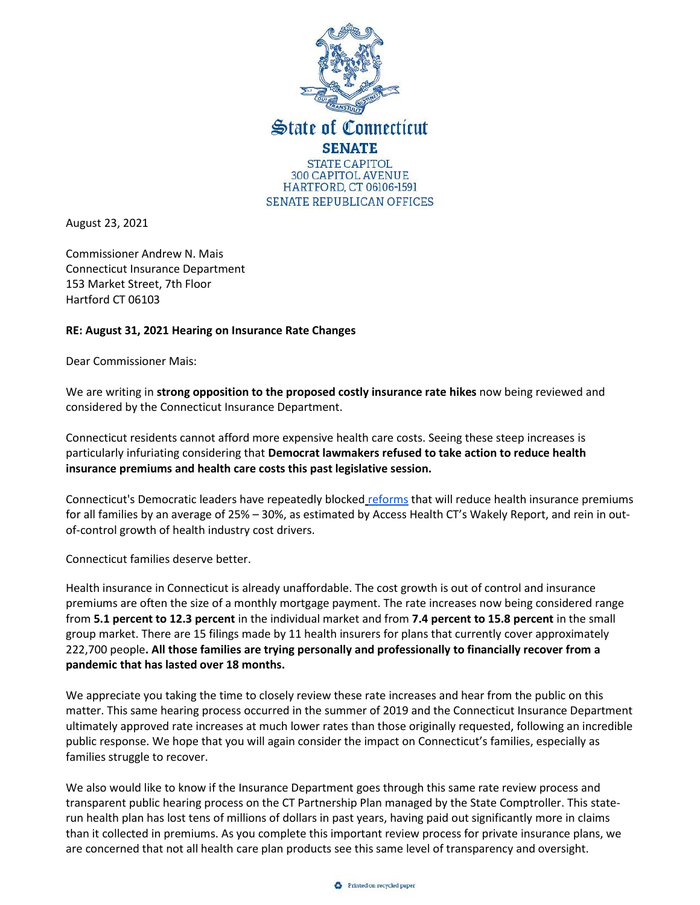State of Connecticut

**SENATE**

STATE CAPITOL
300 CAPITOL AVENUE
HARTFORD, CT 06106-1591
SENATE REPUBLICAN OFFICES

August 23, 2021

Commissioner Andrew N. Mais
Connecticut Insurance Department
153 Market Street, 7th Floor
Hartford CT 06103

**RE: August 31, 2021 Hearing on Insurance Rate Changes**

Dear Commissioner Mais:

We are writing in **strong opposition to the proposed costly insurance rate hikes** now being reviewed and considered by the Connecticut Insurance Department.

Connecticut residents cannot afford more expensive health care costs. Seeing these steep increases is particularly infuriating considering that **Democrat lawmakers refused to take action to reduce health insurance premiums and health care costs this past legislative session.**

Connecticut's Democratic leaders have repeatedly blocked reforms that will reduce health insurance premiums for all families by an average of 25% – 30%, as estimated by Access Health CT's Wakely Report, and rein in out-of-control growth of health industry cost drivers.

Connecticut families deserve better.

Health insurance in Connecticut is already unaffordable. The cost growth is out of control and insurance premiums are often the size of a monthly mortgage payment. The rate increases now being considered range from **5.1 percent to 12.3 percent** in the individual market and from **7.4 percent to 15.8 percent** in the small group market. There are 15 filings made by 11 health insurers for plans that currently cover approximately 222,700 people**. All those families are trying personally and professionally to financially recover from a pandemic that has lasted over 18 months.**

We appreciate you taking the time to closely review these rate increases and hear from the public on this matter. This same hearing process occurred in the summer of 2019 and the Connecticut Insurance Department ultimately approved rate increases at much lower rates than those originally requested, following an incredible public response. We hope that you will again consider the impact on Connecticut's families, especially as families struggle to recover.

We also would like to know if the Insurance Department goes through this same rate review process and transparent public hearing process on the CT Partnership Plan managed by the State Comptroller. This state-run health plan has lost tens of millions of dollars in past years, having paid out significantly more in claims than it collected in premiums. As you complete this important review process for private insurance plans, we are concerned that not all health care plan products see this same level of transparency and oversight.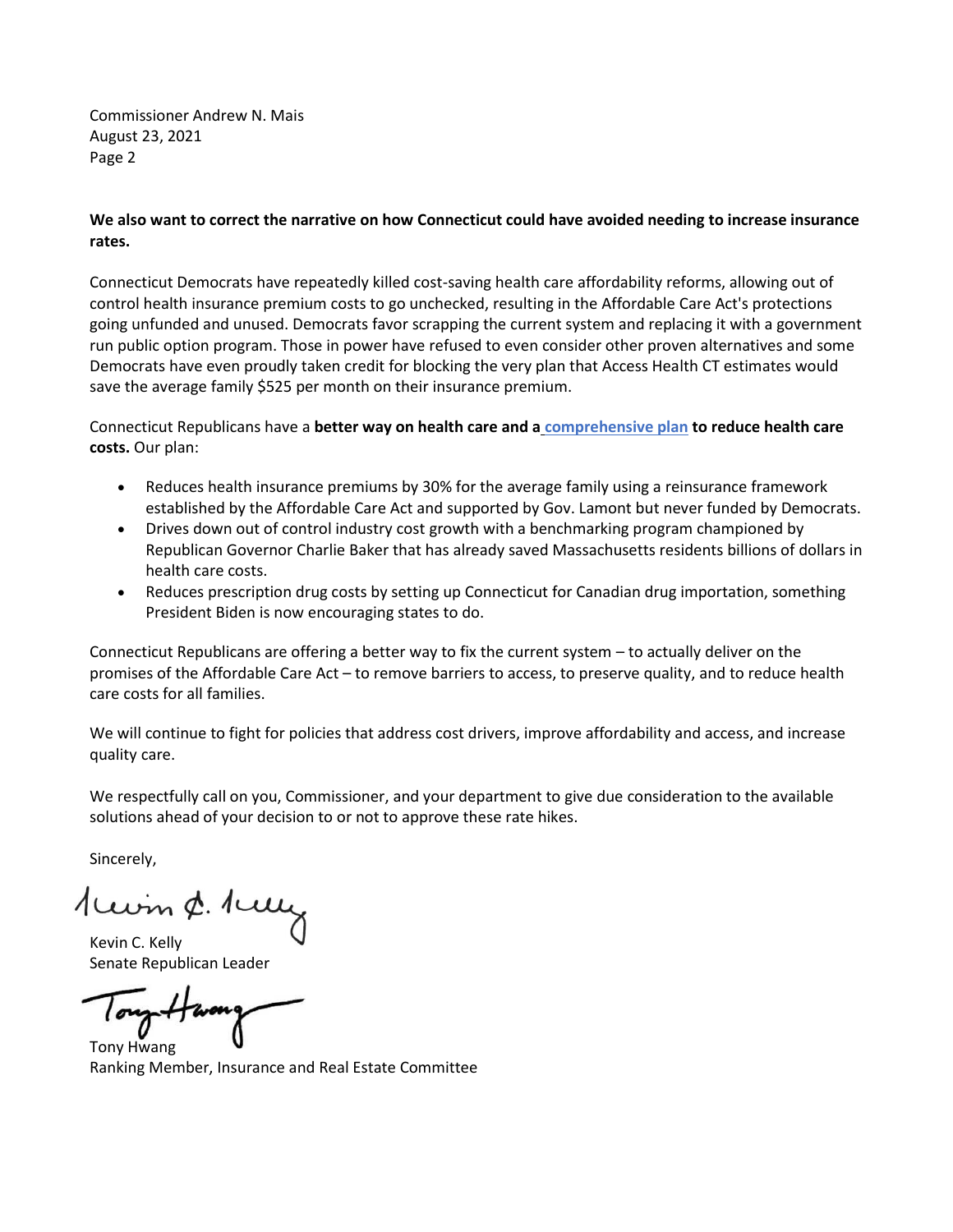**We also want to correct the narrative on how Connecticut could have avoided needing to increase insurance rates.**

Connecticut Democrats have repeatedly killed cost-saving health care affordability reforms, allowing out of control health insurance premium costs to go unchecked, resulting in the Affordable Care Act's protections going unfunded and unused. Democrats favor scrapping the current system and replacing it with a government run public option program. Those in power have refused to even consider other proven alternatives and some Democrats have even proudly taken credit for blocking the very plan that Access Health CT estimates would save the average family $525 per month on their insurance premium.

Connecticut Republicans have a **better way on health care and a comprehensive plan to reduce health care costs.** Our plan:

- Reduces health insurance premiums by 30% for the average family using a reinsurance framework established by the Affordable Care Act and supported by Gov. Lamont but never funded by Democrats.
- Drives down out of control industry cost growth with a benchmarking program championed by Republican Governor Charlie Baker that has already saved Massachusetts residents billions of dollars in health care costs.
- Reduces prescription drug costs by setting up Connecticut for Canadian drug importation, something President Biden is now encouraging states to do.

Connecticut Republicans are offering a better way to fix the current system – to actually deliver on the promises of the Affordable Care Act – to remove barriers to access, to preserve quality, and to reduce health care costs for all families.

We will continue to fight for policies that address cost drivers, improve affordability and access, and increase quality care.

We respectfully call on you, Commissioner, and your department to give due consideration to the available solutions ahead of your decision to or not to approve these rate hikes.

Sincerely,

Kevin C. Kelly
Senate Republican Leader

Tony Hwang
Ranking Member, Insurance and Real Estate Committee